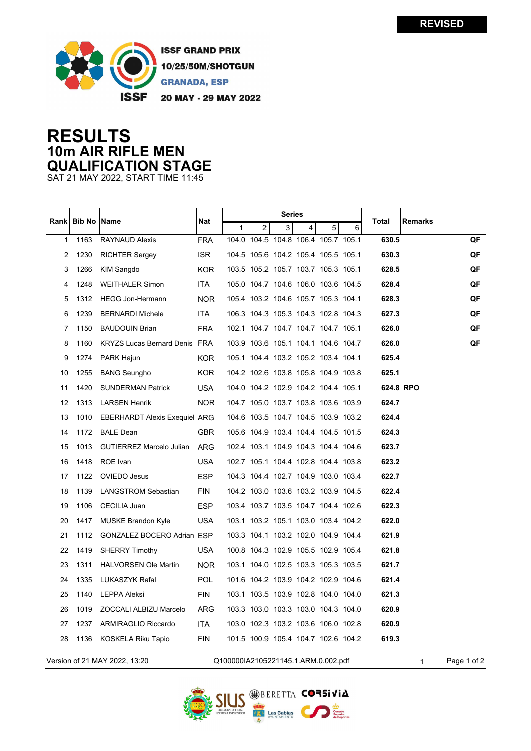REVISED

ISSF GRAND PRIX
10/25/50M/SHOTGUN
GRANADA, ESP
20 MAY - 29 MAY 2022

# RESULTS
## 10m AIR RIFLE MEN
## QUALIFICATION STAGE
SAT 21 MAY 2022, START TIME 11:45

| Rank | Bib No | Name | Nat | Series | | | | | | Total | Remarks | |
|---|---|---|---|---|---|---|---|---|---|---|---|---|
| | | | | 1 | 2 | 3 | 4 | 5 | 6 | | | |
| 1 | 1163 | RAYNAUD Alexis | FRA | 104.0 | 104.5 | 104.8 | 106.4 | 105.7 | 105.1 | **630.5** | | **QF** |
| 2 | 1230 | RICHTER Sergey | ISR | 104.5 | 105.6 | 104.2 | 105.4 | 105.5 | 105.1 | **630.3** | | **QF** |
| 3 | 1266 | KIM Sangdo | KOR | 103.5 | 105.2 | 105.7 | 103.7 | 105.3 | 105.1 | **628.5** | | **QF** |
| 4 | 1248 | WEITHALER Simon | ITA | 105.0 | 104.7 | 104.6 | 106.0 | 103.6 | 104.5 | **628.4** | | **QF** |
| 5 | 1312 | HEGG Jon-Hermann | NOR | 105.4 | 103.2 | 104.6 | 105.7 | 105.3 | 104.1 | **628.3** | | **QF** |
| 6 | 1239 | BERNARDI Michele | ITA | 106.3 | 104.3 | 105.3 | 104.3 | 102.8 | 104.3 | **627.3** | | **QF** |
| 7 | 1150 | BAUDOUIN Brian | FRA | 102.1 | 104.7 | 104.7 | 104.7 | 104.7 | 105.1 | **626.0** | | **QF** |
| 8 | 1160 | KRYZS Lucas Bernard Denis | FRA | 103.9 | 103.6 | 105.1 | 104.1 | 104.6 | 104.7 | **626.0** | | **QF** |
| 9 | 1274 | PARK Hajun | KOR | 105.1 | 104.4 | 103.2 | 105.2 | 103.4 | 104.1 | **625.4** | | |
| 10 | 1255 | BANG Seungho | KOR | 104.2 | 102.6 | 103.8 | 105.8 | 104.9 | 103.8 | **625.1** | | |
| 11 | 1420 | SUNDERMAN Patrick | USA | 104.0 | 104.2 | 102.9 | 104.2 | 104.4 | 105.1 | **624.8** | **RPO** | |
| 12 | 1313 | LARSEN Henrik | NOR | 104.7 | 105.0 | 103.7 | 103.8 | 103.6 | 103.9 | **624.7** | | |
| 13 | 1010 | EBERHARDT Alexis Exequiel | ARG | 104.6 | 103.5 | 104.7 | 104.5 | 103.9 | 103.2 | **624.4** | | |
| 14 | 1172 | BALE Dean | GBR | 105.6 | 104.9 | 103.4 | 104.4 | 104.5 | 101.5 | **624.3** | | |
| 15 | 1013 | GUTIERREZ Marcelo Julian | ARG | 102.4 | 103.1 | 104.9 | 104.3 | 104.4 | 104.6 | **623.7** | | |
| 16 | 1418 | ROE Ivan | USA | 102.7 | 105.1 | 104.4 | 102.8 | 104.4 | 103.8 | **623.2** | | |
| 17 | 1122 | OVIEDO Jesus | ESP | 104.3 | 104.4 | 102.7 | 104.9 | 103.0 | 103.4 | **622.7** | | |
| 18 | 1139 | LANGSTROM Sebastian | FIN | 104.2 | 103.0 | 103.6 | 103.2 | 103.9 | 104.5 | **622.4** | | |
| 19 | 1106 | CECILIA Juan | ESP | 103.4 | 103.7 | 103.5 | 104.7 | 104.4 | 102.6 | **622.3** | | |
| 20 | 1417 | MUSKE Brandon Kyle | USA | 103.1 | 103.2 | 105.1 | 103.0 | 103.4 | 104.2 | **622.0** | | |
| 21 | 1112 | GONZALEZ BOCERO Adrian | ESP | 103.3 | 104.1 | 103.2 | 102.0 | 104.9 | 104.4 | **621.9** | | |
| 22 | 1419 | SHERRY Timothy | USA | 100.8 | 104.3 | 102.9 | 105.5 | 102.9 | 105.4 | **621.8** | | |
| 23 | 1311 | HALVORSEN Ole Martin | NOR | 103.1 | 104.0 | 102.5 | 103.3 | 105.3 | 103.5 | **621.7** | | |
| 24 | 1335 | LUKASZYK Rafal | POL | 101.6 | 104.2 | 103.9 | 104.2 | 102.9 | 104.6 | **621.4** | | |
| 25 | 1140 | LEPPA Aleksi | FIN | 103.1 | 103.5 | 103.9 | 102.8 | 104.0 | 104.0 | **621.3** | | |
| 26 | 1019 | ZOCCALI ALBIZU Marcelo | ARG | 103.3 | 103.0 | 103.3 | 103.0 | 104.3 | 104.0 | **620.9** | | |
| 27 | 1237 | ARMIRAGLIO Riccardo | ITA | 103.0 | 102.3 | 103.2 | 103.6 | 106.0 | 102.8 | **620.9** | | |
| 28 | 1136 | KOSKELA Riku Tapio | FIN | 101.5 | 100.9 | 105.4 | 104.7 | 102.6 | 104.2 | **619.3** | | |

Version of 21 MAY 2022, 13:20 Q100000IA2105221145.1.ARM.0.002.pdf 1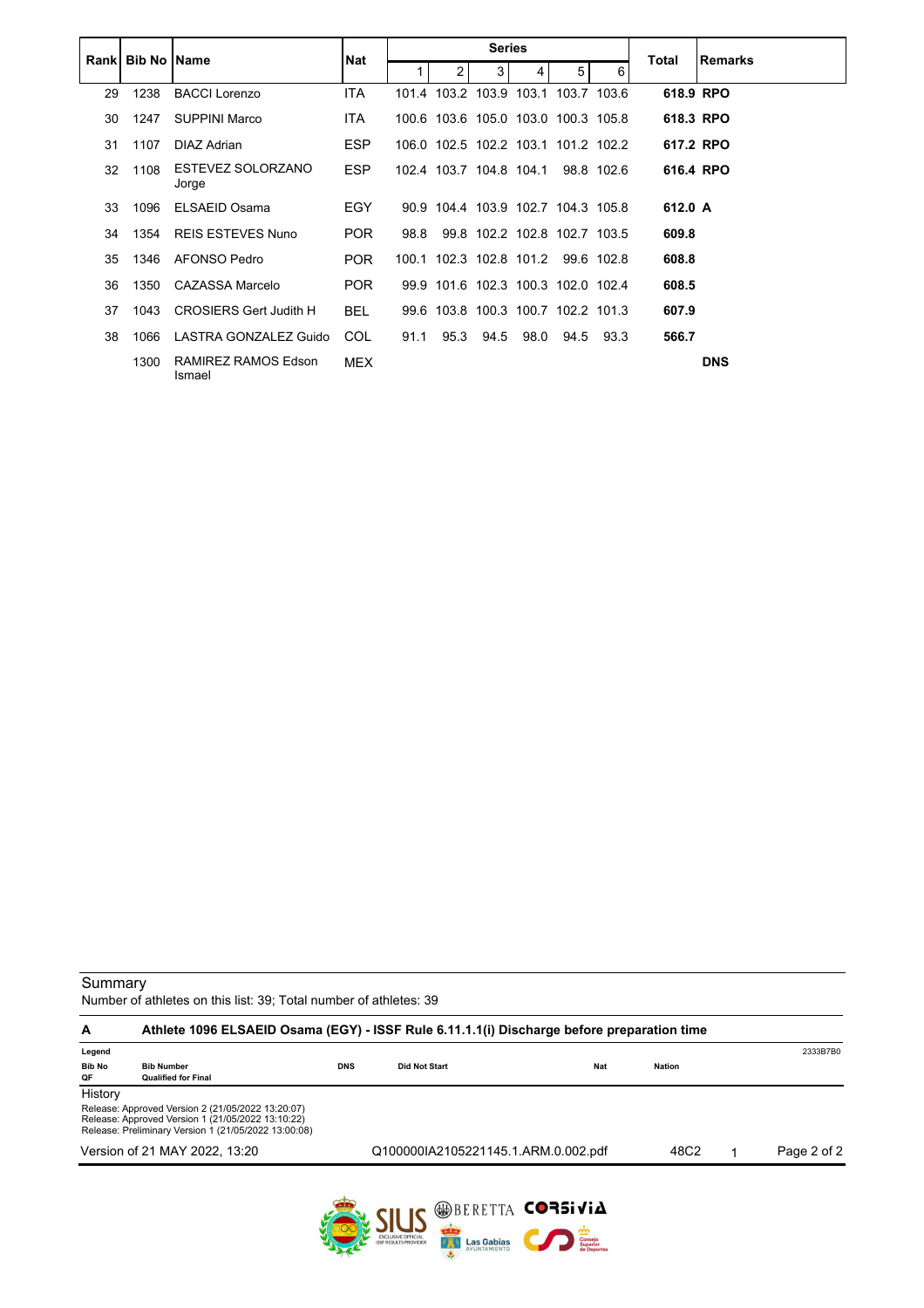| Rank | Bib No | Name | Nat | Series | | | | | | Total | Remarks |
|---|---|---|---|---|---|---|---|---|---|---|---|
| | | | | 1 | 2 | 3 | 4 | 5 | 6 | | |
| 29 | 1238 | BACCI Lorenzo | ITA | 101.4 | 103.2 | 103.9 | 103.1 | 103.7 | 103.6 | **618.9** | **RPO** |
| 30 | 1247 | SUPPINI Marco | ITA | 100.6 | 103.6 | 105.0 | 103.0 | 100.3 | 105.8 | **618.3** | **RPO** |
| 31 | 1107 | DIAZ Adrian | ESP | 106.0 | 102.5 | 102.2 | 103.1 | 101.2 | 102.2 | **617.2** | **RPO** |
| 32 | 1108 | ESTEVEZ SOLORZANO Jorge | ESP | 102.4 | 103.7 | 104.8 | 104.1 | 98.8 | 102.6 | **616.4** | **RPO** |
| 33 | 1096 | ELSAEID Osama | EGY | 90.9 | 104.4 | 103.9 | 102.7 | 104.3 | 105.8 | **612.0** | **A** |
| 34 | 1354 | REIS ESTEVES Nuno | POR | 98.8 | 99.8 | 102.2 | 102.8 | 102.7 | 103.5 | **609.8** | |
| 35 | 1346 | AFONSO Pedro | POR | 100.1 | 102.3 | 102.8 | 101.2 | 99.6 | 102.8 | **608.8** | |
| 36 | 1350 | CAZASSA Marcelo | POR | 99.9 | 101.6 | 102.3 | 100.3 | 102.0 | 102.4 | **608.5** | |
| 37 | 1043 | CROSIERS Gert Judith H | BEL | 99.6 | 103.8 | 100.3 | 100.7 | 102.2 | 101.3 | **607.9** | |
| 38 | 1066 | LASTRA GONZALEZ Guido | COL | 91.1 | 95.3 | 94.5 | 98.0 | 94.5 | 93.3 | **566.7** | |
| | 1300 | RAMIREZ RAMOS Edson Ismael | MEX | | | | | | | | **DNS** |

## Summary

Number of athletes on this list: 39; Total number of athletes: 39

**A** — **Athlete 1096 ELSAEID Osama (EGY) - ISSF Rule 6.11.1.1(i) Discharge before preparation time**

**Legend**

| | | | | | |
|---|---|---|---|---|---|
| **Bib No** | **Bib Number** | **DNS** | **Did Not Start** | **Nat** | **Nation** |
| **QF** | **Qualified for Final** | | | | |

2333B7B0

**History**

Release: Approved Version 2 (21/05/2022 13:20:07)
Release: Approved Version 1 (21/05/2022 13:10:22)
Release: Preliminary Version 1 (21/05/2022 13:00:08)

Version of 21 MAY 2022, 13:20 — Q100000IA2105221145.1.ARM.0.002.pdf — 48C2 — 1